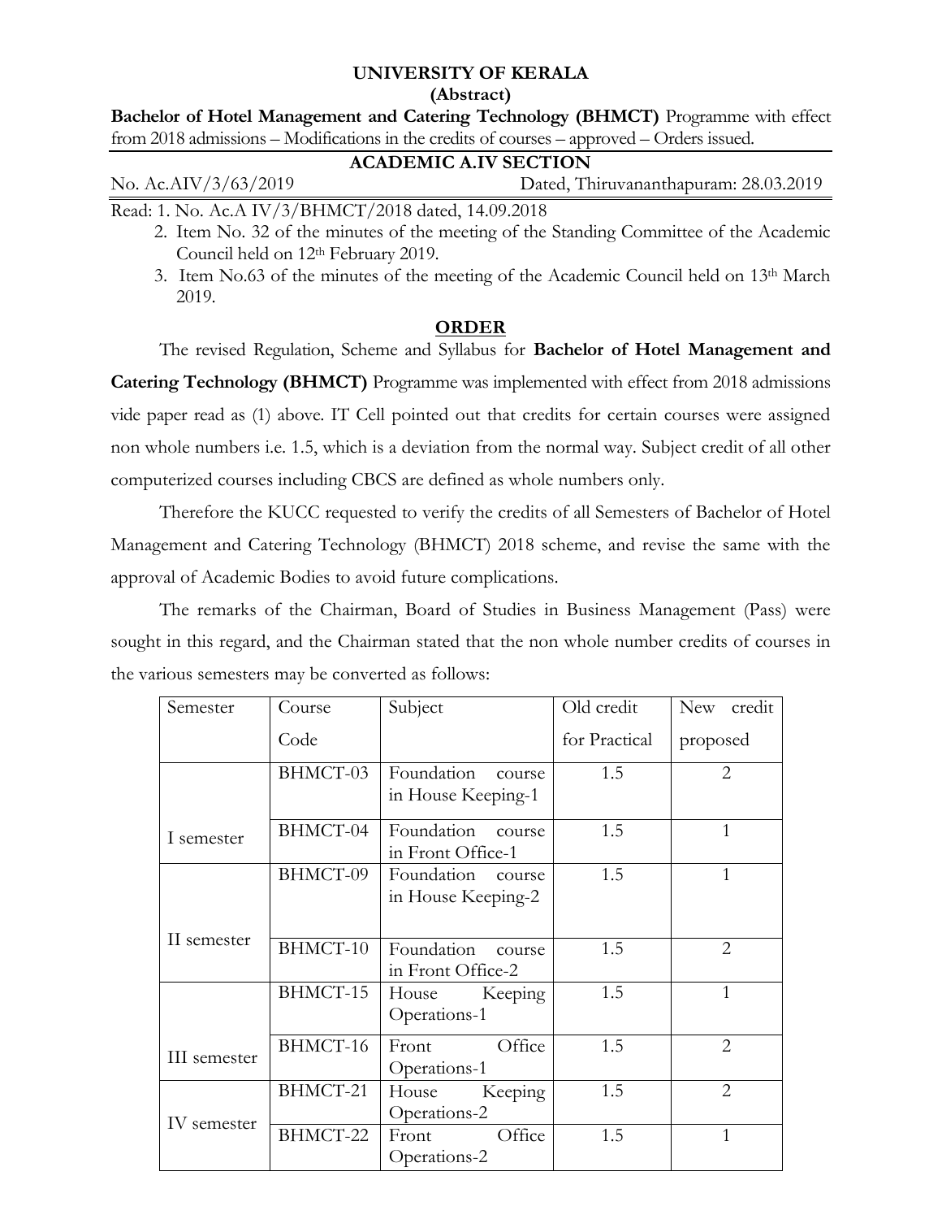**UNIVERSITY OF KERALA**

**(Abstract)**

**Bachelor of Hotel Management and Catering Technology (BHMCT)** Programme with effect from 2018 admissions – Modifications in the credits of courses – approved – Orders issued.

**ACADEMIC A.IV SECTION**

No. Ac.AIV/3/63/2019 Dated, Thiruvananthapuram: 28.03.2019

Read: 1. No. Ac.A IV/3/BHMCT/2018 dated, 14.09.2018

2. Item No. 32 of the minutes of the meeting of the Standing Committee of the Academic Council held on 12th February 2019.
3. Item No.63 of the minutes of the meeting of the Academic Council held on 13th March 2019.

**ORDER**

The revised Regulation, Scheme and Syllabus for **Bachelor of Hotel Management and Catering Technology (BHMCT)** Programme was implemented with effect from 2018 admissions vide paper read as (1) above. IT Cell pointed out that credits for certain courses were assigned non whole numbers i.e. 1.5, which is a deviation from the normal way. Subject credit of all other computerized courses including CBCS are defined as whole numbers only.

Therefore the KUCC requested to verify the credits of all Semesters of Bachelor of Hotel Management and Catering Technology (BHMCT) 2018 scheme, and revise the same with the approval of Academic Bodies to avoid future complications.

The remarks of the Chairman, Board of Studies in Business Management (Pass) were sought in this regard, and the Chairman stated that the non whole number credits of courses in the various semesters may be converted as follows:

| Semester | Course Code | Subject | Old credit for Practical | New credit proposed |
|---|---|---|---|---|
| I semester | BHMCT-03 | Foundation course in House Keeping-1 | 1.5 | 2 |
| | BHMCT-04 | Foundation course in Front Office-1 | 1.5 | 1 |
| II semester | BHMCT-09 | Foundation course in House Keeping-2 | 1.5 | 1 |
| | BHMCT-10 | Foundation course in Front Office-2 | 1.5 | 2 |
| III semester | BHMCT-15 | House Keeping Operations-1 | 1.5 | 1 |
| | BHMCT-16 | Front Office Operations-1 | 1.5 | 2 |
| IV semester | BHMCT-21 | House Keeping Operations-2 | 1.5 | 2 |
| | BHMCT-22 | Front Office Operations-2 | 1.5 | 1 |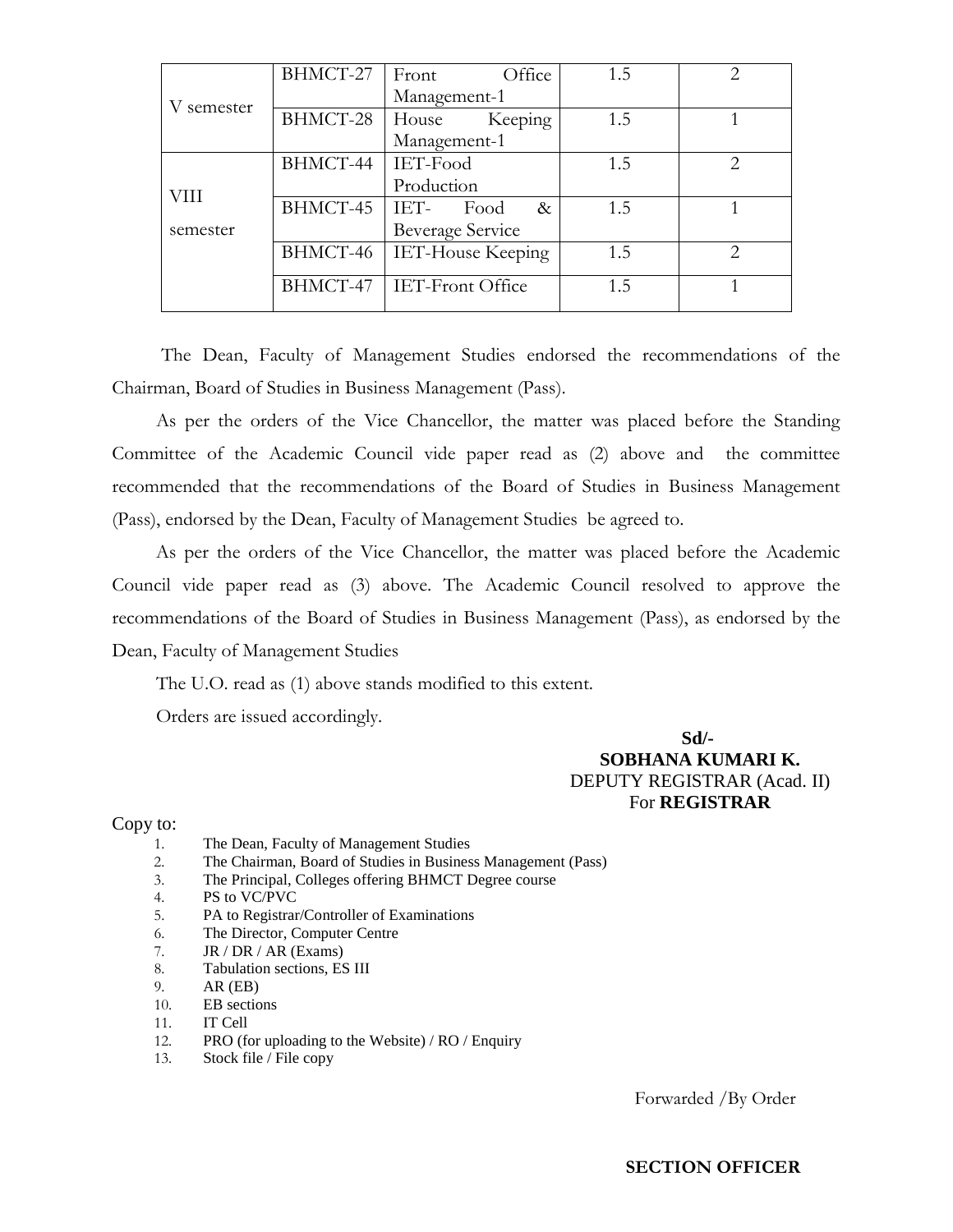| | | | | |
|---|---|---|---|---|
| V semester | BHMCT-27 | Front Office Management-1 | 1.5 | 2 |
| | BHMCT-28 | House Keeping Management-1 | 1.5 | 1 |
| VIII semester | BHMCT-44 | IET-Food Production | 1.5 | 2 |
| | BHMCT-45 | IET- Food & Beverage Service | 1.5 | 1 |
| | BHMCT-46 | IET-House Keeping | 1.5 | 2 |
| | BHMCT-47 | IET-Front Office | 1.5 | 1 |

The Dean, Faculty of Management Studies endorsed the recommendations of the Chairman, Board of Studies in Business Management (Pass).

As per the orders of the Vice Chancellor, the matter was placed before the Standing Committee of the Academic Council vide paper read as (2) above and the committee recommended that the recommendations of the Board of Studies in Business Management (Pass), endorsed by the Dean, Faculty of Management Studies be agreed to.

As per the orders of the Vice Chancellor, the matter was placed before the Academic Council vide paper read as (3) above. The Academic Council resolved to approve the recommendations of the Board of Studies in Business Management (Pass), as endorsed by the Dean, Faculty of Management Studies

The U.O. read as (1) above stands modified to this extent.

Orders are issued accordingly.

**Sd/-**
**SOBHANA KUMARI K.**
DEPUTY REGISTRAR (Acad. II)
For **REGISTRAR**

Copy to:

1. The Dean, Faculty of Management Studies
2. The Chairman, Board of Studies in Business Management (Pass)
3. The Principal, Colleges offering BHMCT Degree course
4. PS to VC/PVC
5. PA to Registrar/Controller of Examinations
6. The Director, Computer Centre
7. JR / DR / AR (Exams)
8. Tabulation sections, ES III
9. AR (EB)
10. EB sections
11. IT Cell
12. PRO (for uploading to the Website) / RO / Enquiry
13. Stock file / File copy

Forwarded /By Order

**SECTION OFFICER**